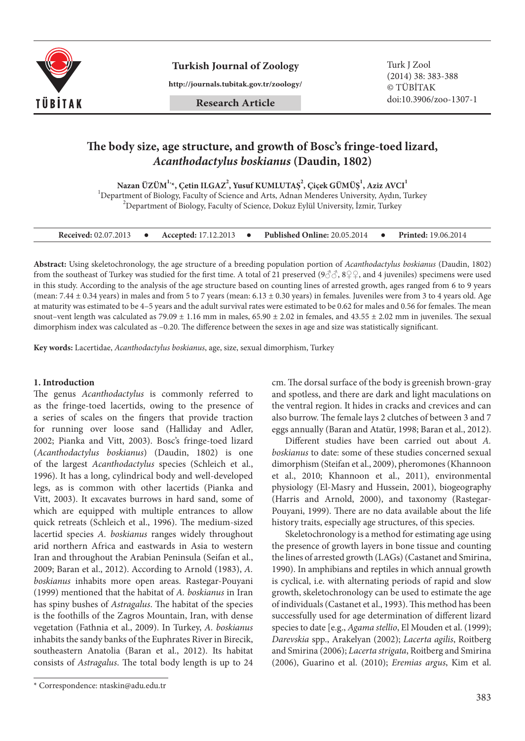# The body size, age structure, and growth of Bosc's fringe-toed lizard, *Acanthodactylus boskianus* (Daudin, 1802)

**Nazan ÜZÜM[1,*], Çetin ILGAZ[2], Yusuf KUMLUTAŞ[2], Çiçek GÜMÜŞ[1], Aziz AVCI[1]**

[1]Department of Biology, Faculty of Science and Arts, Adnan Menderes University, Aydın, Turkey

[2]Department of Biology, Faculty of Science, Dokuz Eylül University, İzmir, Turkey

**Received:** 02.07.2013 • **Accepted:** 17.12.2013 • **Published Online:** 20.05.2014 • **Printed:** 19.06.2014

**Abstract:** Using skeletochronology, the age structure of a breeding population portion of *Acanthodactylus boskianus* (Daudin, 1802) from the southeast of Turkey was studied for the first time. A total of 21 preserved (9♂♂, 8♀♀, and 4 juveniles) specimens were used in this study. According to the analysis of the age structure based on counting lines of arrested growth, ages ranged from 6 to 9 years (mean: 7.44 ± 0.34 years) in males and from 5 to 7 years (mean: 6.13 ± 0.30 years) in females. Juveniles were from 3 to 4 years old. Age at maturity was estimated to be 4–5 years and the adult survival rates were estimated to be 0.62 for males and 0.56 for females. The mean snout–vent length was calculated as 79.09 ± 1.16 mm in males, 65.90 ± 2.02 in females, and 43.55 ± 2.02 mm in juveniles. The sexual dimorphism index was calculated as –0.20. The difference between the sexes in age and size was statistically significant.

**Key words:** Lacertidae, *Acanthodactylus boskianus*, age, size, sexual dimorphism, Turkey

## 1. Introduction

The genus *Acanthodactylus* is commonly referred to as the fringe-toed lacertids, owing to the presence of a series of scales on the fingers that provide traction for running over loose sand (Halliday and Adler, 2002; Pianka and Vitt, 2003). Bosc's fringe-toed lizard (*Acanthodactylus boskianus*) (Daudin, 1802) is one of the largest *Acanthodactylus* species (Schleich et al., 1996). It has a long, cylindrical body and well-developed legs, as is common with other lacertids (Pianka and Vitt, 2003). It excavates burrows in hard sand, some of which are equipped with multiple entrances to allow quick retreats (Schleich et al., 1996). The medium-sized lacertid species *A. boskianus* ranges widely throughout arid northern Africa and eastwards in Asia to western Iran and throughout the Arabian Peninsula (Seifan et al., 2009; Baran et al., 2012). According to Arnold (1983), *A. boskianus* inhabits more open areas. Rastegar-Pouyani (1999) mentioned that the habitat of *A. boskianus* in Iran has spiny bushes of *Astragalus*. The habitat of the species is the foothills of the Zagros Mountain, Iran, with dense vegetation (Fathnia et al., 2009). In Turkey, *A. boskianus* inhabits the sandy banks of the Euphrates River in Birecik, southeastern Anatolia (Baran et al., 2012). Its habitat consists of *Astragalus*. The total body length is up to 24 cm. The dorsal surface of the body is greenish brown-gray and spotless, and there are dark and light maculations on the ventral region. It hides in cracks and crevices and can also burrow. The female lays 2 clutches of between 3 and 7 eggs annually (Baran and Atatür, 1998; Baran et al., 2012).

Different studies have been carried out about *A. boskianus* to date: some of these studies concerned sexual dimorphism (Steifan et al., 2009), pheromones (Khannoon et al., 2010; Khannoon et al., 2011), environmental physiology (El-Masry and Hussein, 2001), biogeography (Harris and Arnold, 2000), and taxonomy (Rastegar-Pouyani, 1999). There are no data available about the life history traits, especially age structures, of this species.

Skeletochronology is a method for estimating age using the presence of growth layers in bone tissue and counting the lines of arrested growth (LAGs) (Castanet and Smirina, 1990). In amphibians and reptiles in which annual growth is cyclical, i.e. with alternating periods of rapid and slow growth, skeletochronology can be used to estimate the age of individuals (Castanet et al., 1993). This method has been successfully used for age determination of different lizard species to date [e.g., *Agama stellio*, El Mouden et al. (1999); *Darevskia* spp., Arakelyan (2002); *Lacerta agilis*, Roitberg and Smirina (2006); *Lacerta strigata*, Roitberg and Smirina (2006), Guarino et al. (2010); *Eremias argus*, Kim et al.

\* Correspondence: ntaskin@adu.edu.tr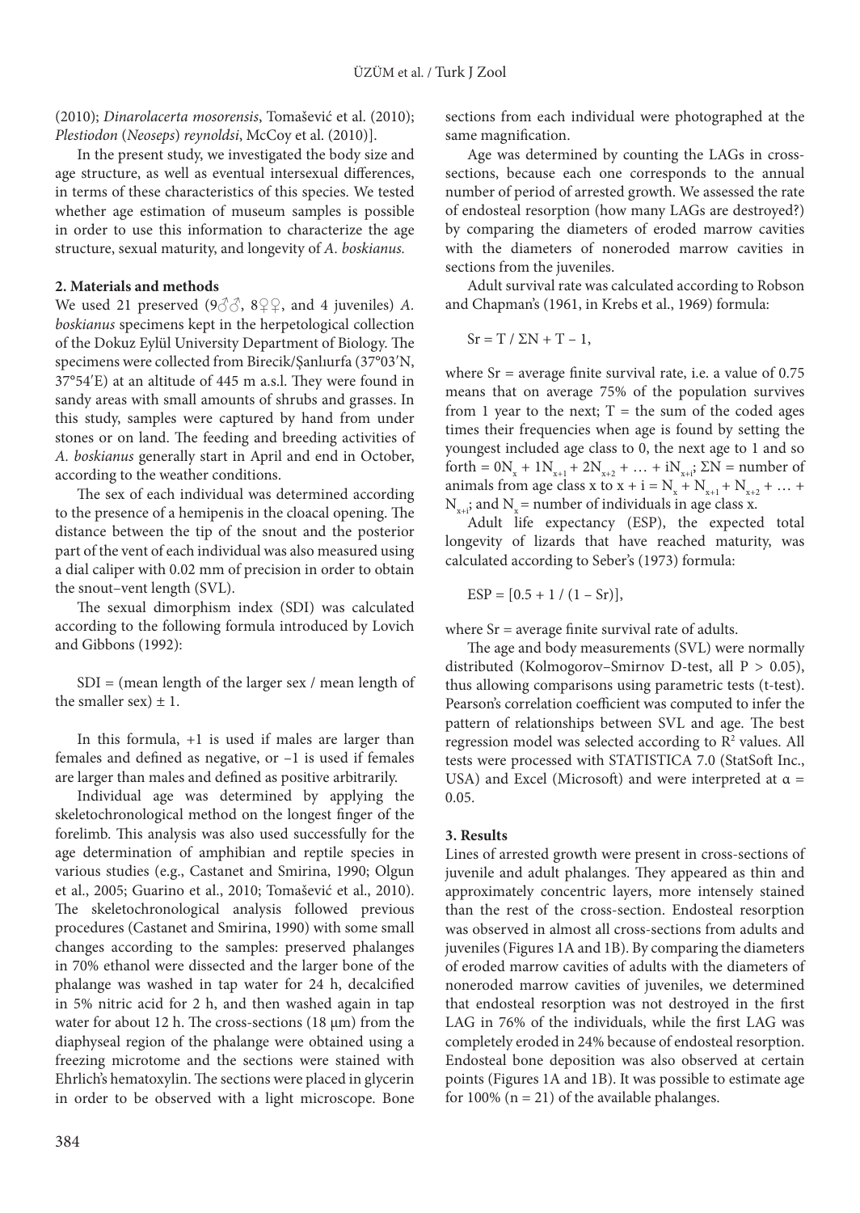(2010); *Dinarolacerta mosorensis*, Tomašević et al. (2010); *Plestiodon* (*Neoseps*) *reynoldsi*, McCoy et al. (2010)].

In the present study, we investigated the body size and age structure, as well as eventual intersexual differences, in terms of these characteristics of this species. We tested whether age estimation of museum samples is possible in order to use this information to characterize the age structure, sexual maturity, and longevity of *A. boskianus.*

## 2. Materials and methods

We used 21 preserved (9♂♂, 8♀♀, and 4 juveniles) *A. boskianus* specimens kept in the herpetological collection of the Dokuz Eylül University Department of Biology. The specimens were collected from Birecik/Şanlıurfa (37°03′N, 37°54′E) at an altitude of 445 m a.s.l. They were found in sandy areas with small amounts of shrubs and grasses. In this study, samples were captured by hand from under stones or on land. The feeding and breeding activities of *A. boskianus* generally start in April and end in October, according to the weather conditions.

The sex of each individual was determined according to the presence of a hemipenis in the cloacal opening. The distance between the tip of the snout and the posterior part of the vent of each individual was also measured using a dial caliper with 0.02 mm of precision in order to obtain the snout–vent length (SVL).

The sexual dimorphism index (SDI) was calculated according to the following formula introduced by Lovich and Gibbons (1992):

SDI = (mean length of the larger sex / mean length of the smaller sex) ± 1.

In this formula, +1 is used if males are larger than females and defined as negative, or −1 is used if females are larger than males and defined as positive arbitrarily.

Individual age was determined by applying the skeletochronological method on the longest finger of the forelimb. This analysis was also used successfully for the age determination of amphibian and reptile species in various studies (e.g., Castanet and Smirina, 1990; Olgun et al., 2005; Guarino et al., 2010; Tomašević et al., 2010). The skeletochronological analysis followed previous procedures (Castanet and Smirina, 1990) with some small changes according to the samples: preserved phalanges in 70% ethanol were dissected and the larger bone of the phalange was washed in tap water for 24 h, decalcified in 5% nitric acid for 2 h, and then washed again in tap water for about 12 h. The cross-sections (18 µm) from the diaphyseal region of the phalange were obtained using a freezing microtome and the sections were stained with Ehrlich's hematoxylin. The sections were placed in glycerin in order to be observed with a light microscope. Bone sections from each individual were photographed at the same magnification.

Age was determined by counting the LAGs in cross-sections, because each one corresponds to the annual number of period of arrested growth. We assessed the rate of endosteal resorption (how many LAGs are destroyed?) by comparing the diameters of eroded marrow cavities with the diameters of noneroded marrow cavities in sections from the juveniles.

Adult survival rate was calculated according to Robson and Chapman's (1961, in Krebs et al., 1969) formula:

$$Sr = T / \Sigma N + T - 1,$$

where Sr = average finite survival rate, i.e. a value of 0.75 means that on average 75% of the population survives from 1 year to the next; T = the sum of the coded ages times their frequencies when age is found by setting the youngest included age class to 0, the next age to 1 and so forth = $0N_x + 1N_{x+1} + 2N_{x+2} + \ldots + iN_{x+i}$; $\Sigma N$ = number of animals from age class x to x + i = $N_x + N_{x+1} + N_{x+2} + \ldots + N_{x+i}$; and $N_x$ = number of individuals in age class x.

Adult life expectancy (ESP), the expected total longevity of lizards that have reached maturity, was calculated according to Seber's (1973) formula:

$$ESP = [0.5 + 1 / (1 - Sr)],$$

where Sr = average finite survival rate of adults.

The age and body measurements (SVL) were normally distributed (Kolmogorov–Smirnov D-test, all $P > 0.05$), thus allowing comparisons using parametric tests (t-test). Pearson's correlation coefficient was computed to infer the pattern of relationships between SVL and age. The best regression model was selected according to $R^2$ values. All tests were processed with STATISTICA 7.0 (StatSoft Inc., USA) and Excel (Microsoft) and were interpreted at $\alpha = 0.05$.

## 3. Results

Lines of arrested growth were present in cross-sections of juvenile and adult phalanges. They appeared as thin and approximately concentric layers, more intensely stained than the rest of the cross-section. Endosteal resorption was observed in almost all cross-sections from adults and juveniles (Figures 1A and 1B). By comparing the diameters of eroded marrow cavities of adults with the diameters of noneroded marrow cavities of juveniles, we determined that endosteal resorption was not destroyed in the first LAG in 76% of the individuals, while the first LAG was completely eroded in 24% because of endosteal resorption. Endosteal bone deposition was also observed at certain points (Figures 1A and 1B). It was possible to estimate age for 100% (n = 21) of the available phalanges.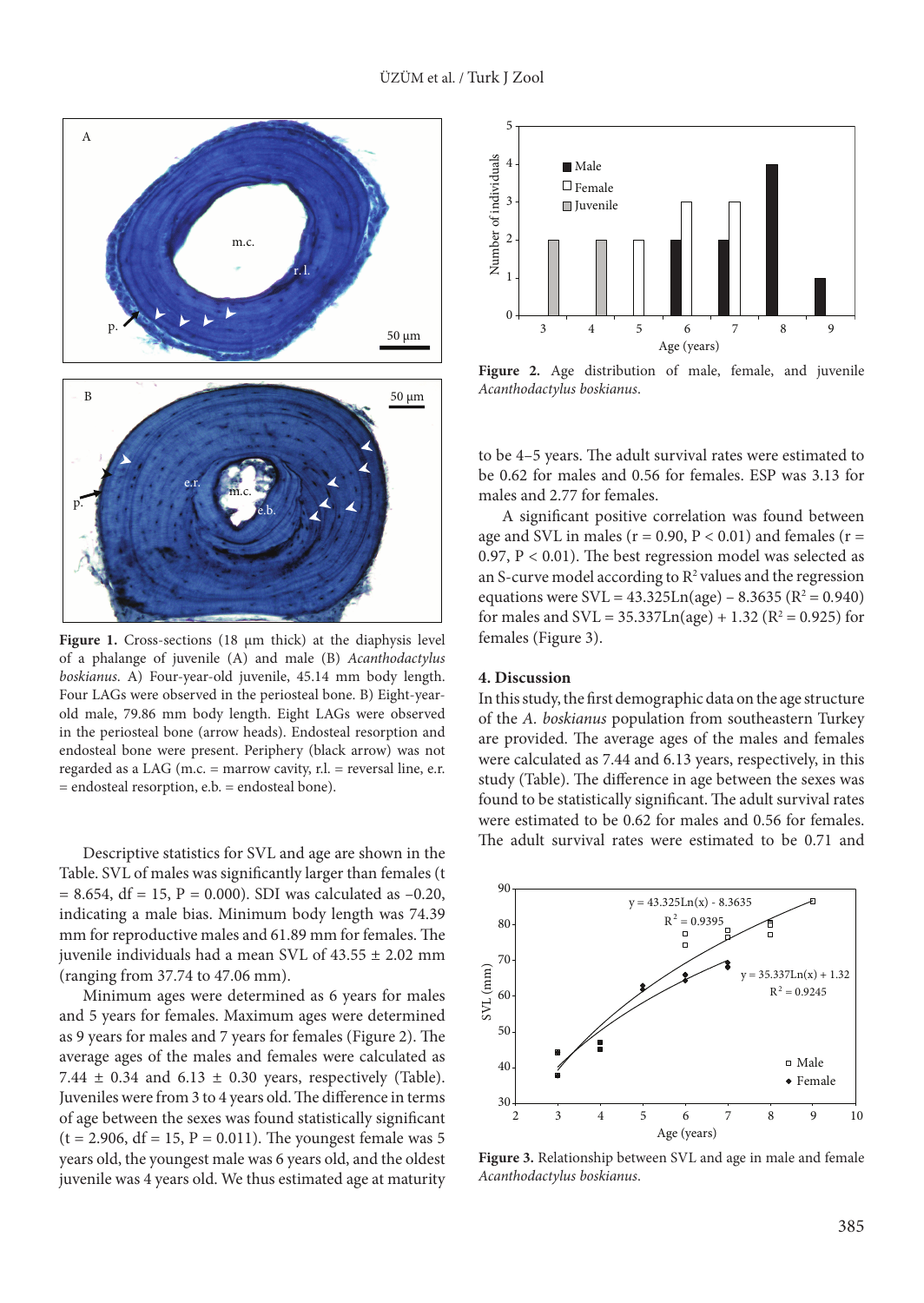**Figure 1.** Cross-sections (18 µm thick) at the diaphysis level of a phalange of juvenile (A) and male (B) *Acanthodactylus boskianus*. A) Four-year-old juvenile, 45.14 mm body length. Four LAGs were observed in the periosteal bone. B) Eight-year-old male, 79.86 mm body length. Eight LAGs were observed in the periosteal bone (arrow heads). Endosteal resorption and endosteal bone were present. Periphery (black arrow) was not regarded as a LAG (m.c. = marrow cavity, r.l. = reversal line, e.r. = endosteal resorption, e.b. = endosteal bone).

Descriptive statistics for SVL and age are shown in the Table. SVL of males was significantly larger than females ($t = 8.654$, $df = 15$, $P = 0.000$). SDI was calculated as –0.20, indicating a male bias. Minimum body length was 74.39 mm for reproductive males and 61.89 mm for females. The juvenile individuals had a mean SVL of 43.55 ± 2.02 mm (ranging from 37.74 to 47.06 mm).

Minimum ages were determined as 6 years for males and 5 years for females. Maximum ages were determined as 9 years for males and 7 years for females (Figure 2). The average ages of the males and females were calculated as 7.44 ± 0.34 and 6.13 ± 0.30 years, respectively (Table). Juveniles were from 3 to 4 years old. The difference in terms of age between the sexes was found statistically significant ($t = 2.906$, $df = 15$, $P = 0.011$). The youngest female was 5 years old, the youngest male was 6 years old, and the oldest juvenile was 4 years old. We thus estimated age at maturity to be 4–5 years. The adult survival rates were estimated to be 0.62 for males and 0.56 for females. ESP was 3.13 for males and 2.77 for females.

**Figure 2.** Age distribution of male, female, and juvenile *Acanthodactylus boskianus*.

A significant positive correlation was found between age and SVL in males ($r = 0.90$, $P < 0.01$) and females ($r = 0.97$, $P < 0.01$). The best regression model was selected as an S-curve model according to $R^2$ values and the regression equations were $SVL = 43.325Ln(age) - 8.3635$ ($R^2 = 0.940$) for males and $SVL = 35.337Ln(age) + 1.32$ ($R^2 = 0.925$) for females (Figure 3).

## 4. Discussion

In this study, the first demographic data on the age structure of the *A. boskianus* population from southeastern Turkey are provided. The average ages of the males and females were calculated as 7.44 and 6.13 years, respectively, in this study (Table). The difference in age between the sexes was found to be statistically significant. The adult survival rates were estimated to be 0.62 for males and 0.56 for females. The adult survival rates were estimated to be 0.71 and

**Figure 3.** Relationship between SVL and age in male and female *Acanthodactylus boskianus*.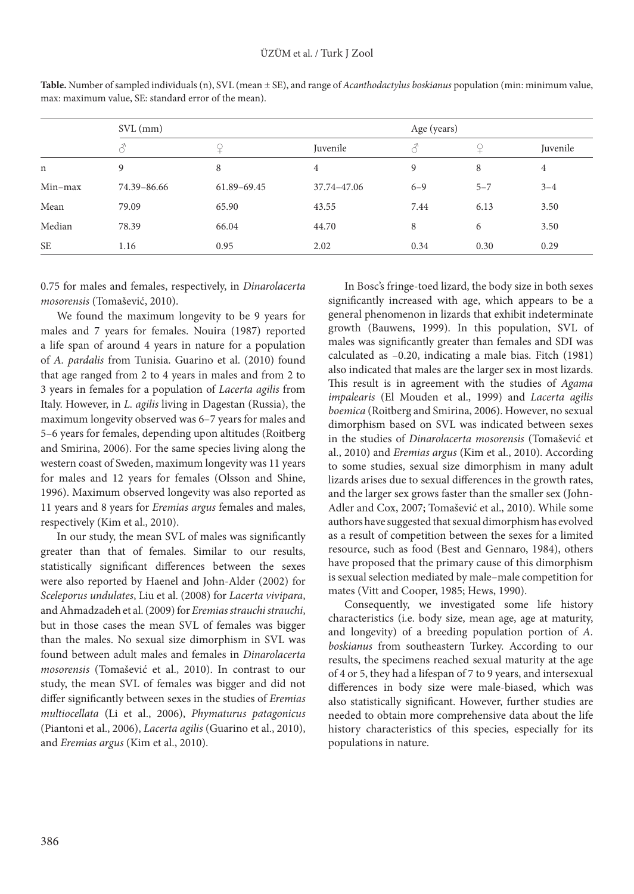**Table.** Number of sampled individuals (n), SVL (mean ± SE), and range of *Acanthodactylus boskianus* population (min: minimum value, max: maximum value, SE: standard error of the mean).

| | SVL (mm) | | | Age (years) | | |
|---|---|---|---|---|---|---|
| | ♂ | ♀ | Juvenile | ♂ | ♀ | Juvenile |
| n | 9 | 8 | 4 | 9 | 8 | 4 |
| Min–max | 74.39–86.66 | 61.89–69.45 | 37.74–47.06 | 6–9 | 5–7 | 3–4 |
| Mean | 79.09 | 65.90 | 43.55 | 7.44 | 6.13 | 3.50 |
| Median | 78.39 | 66.04 | 44.70 | 8 | 6 | 3.50 |
| SE | 1.16 | 0.95 | 2.02 | 0.34 | 0.30 | 0.29 |

0.75 for males and females, respectively, in *Dinarolacerta mosorensis* (Tomašević, 2010).

We found the maximum longevity to be 9 years for males and 7 years for females. Nouira (1987) reported a life span of around 4 years in nature for a population of *A. pardalis* from Tunisia. Guarino et al. (2010) found that age ranged from 2 to 4 years in males and from 2 to 3 years in females for a population of *Lacerta agilis* from Italy. However, in *L. agilis* living in Dagestan (Russia), the maximum longevity observed was 6–7 years for males and 5–6 years for females, depending upon altitudes (Roitberg and Smirina, 2006). For the same species living along the western coast of Sweden, maximum longevity was 11 years for males and 12 years for females (Olsson and Shine, 1996). Maximum observed longevity was also reported as 11 years and 8 years for *Eremias argus* females and males, respectively (Kim et al., 2010).

In our study, the mean SVL of males was significantly greater than that of females. Similar to our results, statistically significant differences between the sexes were also reported by Haenel and John-Alder (2002) for *Sceleporus undulates*, Liu et al. (2008) for *Lacerta vivipara*, and Ahmadzadeh et al. (2009) for *Eremias strauchi strauchi*, but in those cases the mean SVL of females was bigger than the males. No sexual size dimorphism in SVL was found between adult males and females in *Dinarolacerta mosorensis* (Tomašević et al., 2010). In contrast to our study, the mean SVL of females was bigger and did not differ significantly between sexes in the studies of *Eremias multiocellata* (Li et al., 2006), *Phymaturus patagonicus* (Piantoni et al., 2006), *Lacerta agilis* (Guarino et al., 2010), and *Eremias argus* (Kim et al., 2010).

In Bosc's fringe-toed lizard, the body size in both sexes significantly increased with age, which appears to be a general phenomenon in lizards that exhibit indeterminate growth (Bauwens, 1999). In this population, SVL of males was significantly greater than females and SDI was calculated as –0.20, indicating a male bias. Fitch (1981) also indicated that males are the larger sex in most lizards. This result is in agreement with the studies of *Agama impalearis* (El Mouden et al., 1999) and *Lacerta agilis boemica* (Roitberg and Smirina, 2006). However, no sexual dimorphism based on SVL was indicated between sexes in the studies of *Dinarolacerta mosorensis* (Tomašević et al., 2010) and *Eremias argus* (Kim et al., 2010). According to some studies, sexual size dimorphism in many adult lizards arises due to sexual differences in the growth rates, and the larger sex grows faster than the smaller sex (John-Adler and Cox, 2007; Tomašević et al., 2010). While some authors have suggested that sexual dimorphism has evolved as a result of competition between the sexes for a limited resource, such as food (Best and Gennaro, 1984), others have proposed that the primary cause of this dimorphism is sexual selection mediated by male–male competition for mates (Vitt and Cooper, 1985; Hews, 1990).

Consequently, we investigated some life history characteristics (i.e. body size, mean age, age at maturity, and longevity) of a breeding population portion of *A. boskianus* from southeastern Turkey. According to our results, the specimens reached sexual maturity at the age of 4 or 5, they had a lifespan of 7 to 9 years, and intersexual differences in body size were male-biased, which was also statistically significant. However, further studies are needed to obtain more comprehensive data about the life history characteristics of this species, especially for its populations in nature.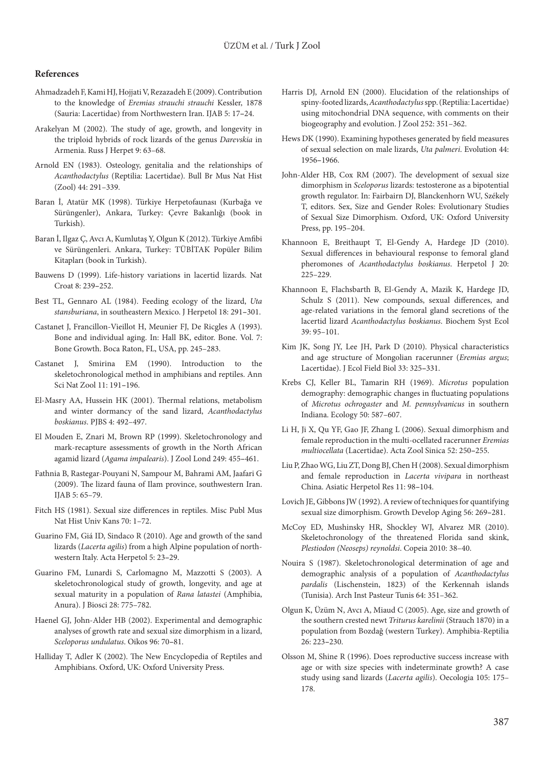## References

Ahmadzadeh F, Kami HJ, Hojjati V, Rezazadeh E (2009). Contribution to the knowledge of *Eremias strauchi strauchi* Kessler, 1878 (Sauria: Lacertidae) from Northwestern Iran. IJAB 5: 17–24.

Arakelyan M (2002). The study of age, growth, and longevity in the triploid hybrids of rock lizards of the genus *Darevskia* in Armenia. Russ J Herpet 9: 63–68.

Arnold EN (1983). Osteology, genitalia and the relationships of *Acanthodactylus* (Reptilia: Lacertidae). Bull Br Mus Nat Hist (Zool) 44: 291–339.

Baran İ, Atatür MK (1998). Türkiye Herpetofaunası (Kurbağa ve Sürüngenler), Ankara, Turkey: Çevre Bakanlığı (book in Turkish).

Baran İ, Ilgaz Ç, Avcı A, Kumlutaş Y, Olgun K (2012). Türkiye Amfibi ve Sürüngenleri. Ankara, Turkey: TÜBİTAK Popüler Bilim Kitapları (book in Turkish).

Bauwens D (1999). Life-history variations in lacertid lizards. Nat Croat 8: 239–252.

Best TL, Gennaro AL (1984). Feeding ecology of the lizard, *Uta stansburiana*, in southeastern Mexico. J Herpetol 18: 291–301.

Castanet J, Francillon-Vieillot H, Meunier FJ, De Ricgles A (1993). Bone and individual aging. In: Hall BK, editor. Bone. Vol. 7: Bone Growth. Boca Raton, FL, USA, pp. 245–283.

Castanet J, Smirina EM (1990). Introduction to the skeletochronological method in amphibians and reptiles. Ann Sci Nat Zool 11: 191–196.

El-Masry AA, Hussein HK (2001). Thermal relations, metabolism and winter dormancy of the sand lizard, *Acanthodactylus boskianus*. PJBS 4: 492–497.

El Mouden E, Znari M, Brown RP (1999). Skeletochronology and mark-recapture assessments of growth in the North African agamid lizard (*Agama impalearis*). J Zool Lond 249: 455–461.

Fathnia B, Rastegar-Pouyani N, Sampour M, Bahrami AM, Jaafari G (2009). The lizard fauna of Ilam province, southwestern Iran. IJAB 5: 65–79.

Fitch HS (1981). Sexual size differences in reptiles. Misc Publ Mus Nat Hist Univ Kans 70: 1–72.

Guarino FM, Giá ID, Sindaco R (2010). Age and growth of the sand lizards (*Lacerta agilis*) from a high Alpine population of north-western Italy. Acta Herpetol 5: 23–29.

Guarino FM, Lunardi S, Carlomagno M, Mazzotti S (2003). A skeletochronological study of growth, longevity, and age at sexual maturity in a population of *Rana latastei* (Amphibia, Anura). J Biosci 28: 775–782.

Haenel GJ, John-Alder HB (2002). Experimental and demographic analyses of growth rate and sexual size dimorphism in a lizard, *Sceloporus undulatus*. Oikos 96: 70–81.

Halliday T, Adler K (2002). The New Encyclopedia of Reptiles and Amphibians. Oxford, UK: Oxford University Press.

Harris DJ, Arnold EN (2000). Elucidation of the relationships of spiny-footed lizards, *Acanthodactylus* spp. (Reptilia: Lacertidae) using mitochondrial DNA sequence, with comments on their biogeography and evolution. J Zool 252: 351–362.

Hews DK (1990). Examining hypotheses generated by field measures of sexual selection on male lizards, *Uta palmeri*. Evolution 44: 1956–1966.

John-Alder HB, Cox RM (2007). The development of sexual size dimorphism in *Sceloporus* lizards: testosterone as a bipotential growth regulator. In: Fairbairn DJ, Blanckenhorn WU, Székely T, editors. Sex, Size and Gender Roles: Evolutionary Studies of Sexual Size Dimorphism. Oxford, UK: Oxford University Press, pp. 195–204.

Khannoon E, Breithaupt T, El-Gendy A, Hardege JD (2010). Sexual differences in behavioural response to femoral gland pheromones of *Acanthodactylus boskianus*. Herpetol J 20: 225–229.

Khannoon E, Flachsbarth B, El-Gendy A, Mazik K, Hardege JD, Schulz S (2011). New compounds, sexual differences, and age-related variations in the femoral gland secretions of the lacertid lizard *Acanthodactylus boskianus*. Biochem Syst Ecol 39: 95–101.

Kim JK, Song JY, Lee JH, Park D (2010). Physical characteristics and age structure of Mongolian racerunner (*Eremias argus*; Lacertidae). J Ecol Field Biol 33: 325–331.

Krebs CJ, Keller BL, Tamarin RH (1969). *Microtus* population demography: demographic changes in fluctuating populations of *Microtus ochrogaster* and *M. pennsylvanicus* in southern Indiana. Ecology 50: 587–607.

Li H, Ji X, Qu YF, Gao JF, Zhang L (2006). Sexual dimorphism and female reproduction in the multi-ocellated racerunner *Eremias multiocellata* (Lacertidae). Acta Zool Sinica 52: 250–255.

Liu P, Zhao WG, Liu ZT, Dong BJ, Chen H (2008). Sexual dimorphism and female reproduction in *Lacerta vivipara* in northeast China. Asiatic Herpetol Res 11: 98–104.

Lovich JE, Gibbons JW (1992). A review of techniques for quantifying sexual size dimorphism. Growth Develop Aging 56: 269–281.

McCoy ED, Mushinsky HR, Shockley WJ, Alvarez MR (2010). Skeletochronology of the threatened Florida sand skink, *Plestiodon (Neoseps) reynoldsi*. Copeia 2010: 38–40.

Nouira S (1987). Skeletochronological determination of age and demographic analysis of a population of *Acanthodactylus pardalis* (Lischenstein, 1823) of the Kerkennah islands (Tunisia). Arch Inst Pasteur Tunis 64: 351–362.

Olgun K, Üzüm N, Avcı A, Miaud C (2005). Age, size and growth of the southern crested newt *Triturus karelinii* (Strauch 1870) in a population from Bozdağ (western Turkey). Amphibia-Reptilia 26: 223–230.

Olsson M, Shine R (1996). Does reproductive success increase with age or with size species with indeterminate growth? A case study using sand lizards (*Lacerta agilis*). Oecologia 105: 175–178.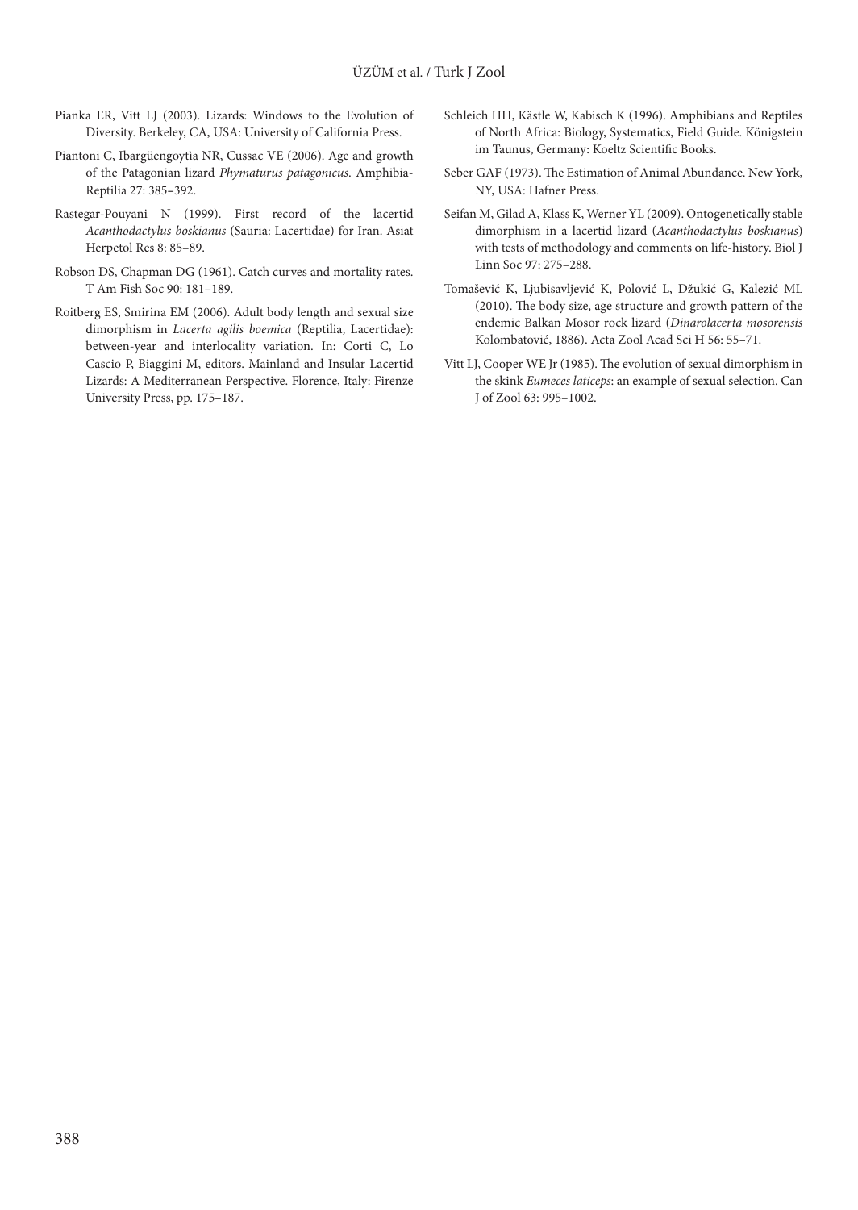Pianka ER, Vitt LJ (2003). Lizards: Windows to the Evolution of Diversity. Berkeley, CA, USA: University of California Press.

Piantoni C, Ibargüengoytìa NR, Cussac VE (2006). Age and growth of the Patagonian lizard *Phymaturus patagonicus*. Amphibia-Reptilia 27: 385–392.

Rastegar-Pouyani N (1999). First record of the lacertid *Acanthodactylus boskianus* (Sauria: Lacertidae) for Iran. Asiat Herpetol Res 8: 85–89.

Robson DS, Chapman DG (1961). Catch curves and mortality rates. T Am Fish Soc 90: 181–189.

Roitberg ES, Smirina EM (2006). Adult body length and sexual size dimorphism in *Lacerta agilis boemica* (Reptilia, Lacertidae): between-year and interlocality variation. In: Corti C, Lo Cascio P, Biaggini M, editors. Mainland and Insular Lacertid Lizards: A Mediterranean Perspective. Florence, Italy: Firenze University Press, pp. 175–187.

Schleich HH, Kästle W, Kabisch K (1996). Amphibians and Reptiles of North Africa: Biology, Systematics, Field Guide. Königstein im Taunus, Germany: Koeltz Scientific Books.

Seber GAF (1973). The Estimation of Animal Abundance. New York, NY, USA: Hafner Press.

Seifan M, Gilad A, Klass K, Werner YL (2009). Ontogenetically stable dimorphism in a lacertid lizard (*Acanthodactylus boskianus*) with tests of methodology and comments on life-history. Biol J Linn Soc 97: 275–288.

Tomašević K, Ljubisavljević K, Polović L, Džukić G, Kalezić ML (2010). The body size, age structure and growth pattern of the endemic Balkan Mosor rock lizard (*Dinarolacerta mosorensis* Kolombatović, 1886). Acta Zool Acad Sci H 56: 55–71.

Vitt LJ, Cooper WE Jr (1985). The evolution of sexual dimorphism in the skink *Eumeces laticeps*: an example of sexual selection. Can J of Zool 63: 995–1002.